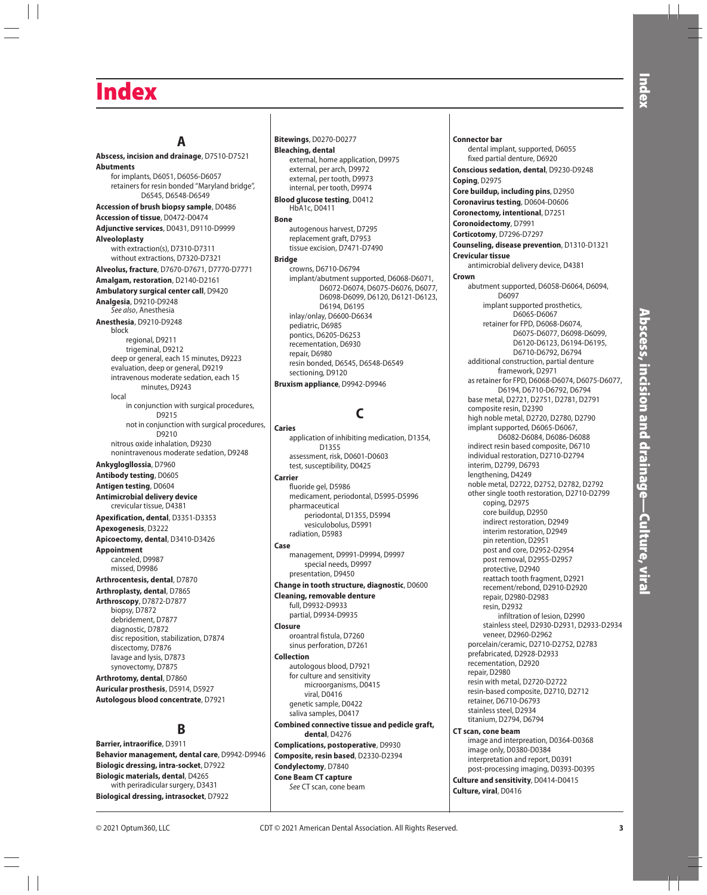# Index

## A

**Abscess, incision and drainage**, D7510-D7521

**Abutments**
- for implants, D6051, D6056-D6057
- retainers for resin bonded "Maryland bridge", D6545, D6548-D6549

**Accession of brush biopsy sample**, D0486

**Accession of tissue**, D0472-D0474

**Adjunctive services**, D0431, D9110-D9999

**Alveoloplasty**
- with extraction(s), D7310-D7311
- without extractions, D7320-D7321

**Alveolus, fracture**, D7670-D7671, D7770-D7771

**Amalgam, restoration**, D2140-D2161

**Ambulatory surgical center call**, D9420

**Analgesia**, D9210-D9248
- *See also*, Anesthesia

**Anesthesia**, D9210-D9248
- block
  - regional, D9211
  - trigeminal, D9212
- deep or general, each 15 minutes, D9223
- evaluation, deep or general, D9219
- intravenous moderate sedation, each 15 minutes, D9243
- local
  - in conjunction with surgical procedures, D9215
  - not in conjunction with surgical procedures, D9210
- nitrous oxide inhalation, D9230
- nonintravenous moderate sedation, D9248

**Ankyglogllossia**, D7960

**Antibody testing**, D0605

**Antigen testing**, D0604

**Antimicrobial delivery device**
- crevicular tissue, D4381

**Apexification, dental**, D3351-D3353

**Apexogenesis**, D3222

**Apicoectomy, dental**, D3410-D3426

**Appointment**
- canceled, D9987
- missed, D9986

**Arthrocentesis, dental**, D7870

**Arthroplasty, dental**, D7865

**Arthroscopy**, D7872-D7877
- biopsy, D7872
- debridement, D7877
- diagnostic, D7872
- disc reposition, stabilization, D7874
- discectomy, D7876
- lavage and lysis, D7873
- synovectomy, D7875

**Arthrotomy, dental**, D7860

**Auricular prosthesis**, D5914, D5927

**Autologous blood concentrate**, D7921

## B

**Barrier, intraorifice**, D3911

**Behavior management, dental care**, D9942-D9946

**Biologic dressing, intra-socket**, D7922

**Biologic materials, dental**, D4265
- with periradicular surgery, D3431

**Biological dressing, intrasocket**, D7922

**Bitewings**, D0270-D0277

**Bleaching, dental**
- external, home application, D9975
- external, per arch, D9972
- external, per tooth, D9973
- internal, per tooth, D9974

**Blood glucose testing**, D0412
- HbA1c, D0411

**Bone**
- autogenous harvest, D7295
- replacement graft, D7953
- tissue excision, D7471-D7490

**Bridge**
- crowns, D6710-D6794
- implant/abutment supported, D6068-D6071, D6072-D6074, D6075-D6076, D6077, D6098-D6099, D6120, D6121-D6123, D6194, D6195
- inlay/onlay, D6600-D6634
- pediatric, D6985
- pontics, D6205-D6253
- recementation, D6930
- repair, D6980
- resin bonded, D6545, D6548-D6549
- sectioning, D9120

**Bruxism appliance**, D9942-D9946

## C

**Caries**
- application of inhibiting medication, D1354, D1355
- assessment, risk, D0601-D0603
- test, susceptibility, D0425

**Carrier**
- fluoride gel, D5986
- medicament, periodontal, D5995-D5996
- pharmaceutical
  - periodontal, D1355, D5994
  - vesiculobolus, D5991
- radiation, D5983

**Case**
- management, D9991-D9994, D9997
  - special needs, D9997
- presentation, D9450

**Change in tooth structure, diagnostic**, D0600

**Cleaning, removable denture**
- full, D9932-D9933
- partial, D9934-D9935

**Closure**
- oroantral fistula, D7260
- sinus perforation, D7261

**Collection**
- autologous blood, D7921
- for culture and sensitivity
  - microorganisms, D0415
  - viral, D0416
- genetic sample, D0422
- saliva samples, D0417

**Combined connective tissue and pedicle graft, dental**, D4276

**Complications, postoperative**, D9930

**Composite, resin based**, D2330-D2394

**Condylectomy**, D7840

**Cone Beam CT capture**
- *See* CT scan, cone beam

**Connector bar**
- dental implant, supported, D6055
- fixed partial denture, D6920

**Conscious sedation, dental**, D9230-D9248

**Coping**, D2975

**Core buildup, including pins**, D2950

**Coronavirus testing**, D0604-D0606

**Coronectomy, intentional**, D7251

**Coronoidectomy**, D7991

**Corticotomy**, D7296-D7297

**Counseling, disease prevention**, D1310-D1321

**Crevicular tissue**
- antimicrobial delivery device, D4381

**Crown**
- abutment supported, D6058-D6064, D6094, D6097
  - implant supported prosthetics, D6065-D6067
  - retainer for FPD, D6068-D6074, D6075-D6077, D6098-D6099, D6120-D6123, D6194-D6195, D6710-D6792, D6794
- additional construction, partial denture framework, D2971
- as retainer for FPD, D6068-D6074, D6075-D6077, D6194, D6710-D6792, D6794
- base metal, D2721, D2751, D2781, D2791
- composite resin, D2390
- high noble metal, D2720, D2780, D2790
- implant supported, D6065-D6067, D6082-D6084, D6086-D6088
- indirect resin based composite, D6710
- individual restoration, D2710-D2794
- interim, D2799, D6793
- lengthening, D4249
- noble metal, D2722, D2752, D2782, D2792
- other single tooth restoration, D2710-D2799
  - coping, D2975
  - core buildup, D2950
  - indirect restoration, D2949
  - interim restoration, D2949
  - pin retention, D2951
  - post and core, D2952-D2954
  - post removal, D2955-D2957
  - protective, D2940
  - reattach tooth fragment, D2921
  - recement/rebond, D2910-D2920
  - repair, D2980-D2983
  - resin, D2932
    - infiltration of lesion, D2990
  - stainless steel, D2930-D2931, D2933-D2934
  - veneer, D2960-D2962
- porcelain/ceramic, D2710-D2752, D2783
- prefabricated, D2928-D2933
- recementation, D2920
- repair, D2980
- resin with metal, D2720-D2722
- resin-based composite, D2710, D2712
- retainer, D6710-D6793
- stainless steel, D2934
- titanium, D2794, D6794

**CT scan, cone beam**
- image and interpretation, D0364-D0368
- image only, D0380-D0384
- interpretation and report, D0391
- post-processing imaging, D0393-D0395

**Culture and sensitivity**, D0414-D0415

**Culture, viral**, D0416

© 2021 Optum360, LLC CDT © 2021 American Dental Association. All Rights Reserved.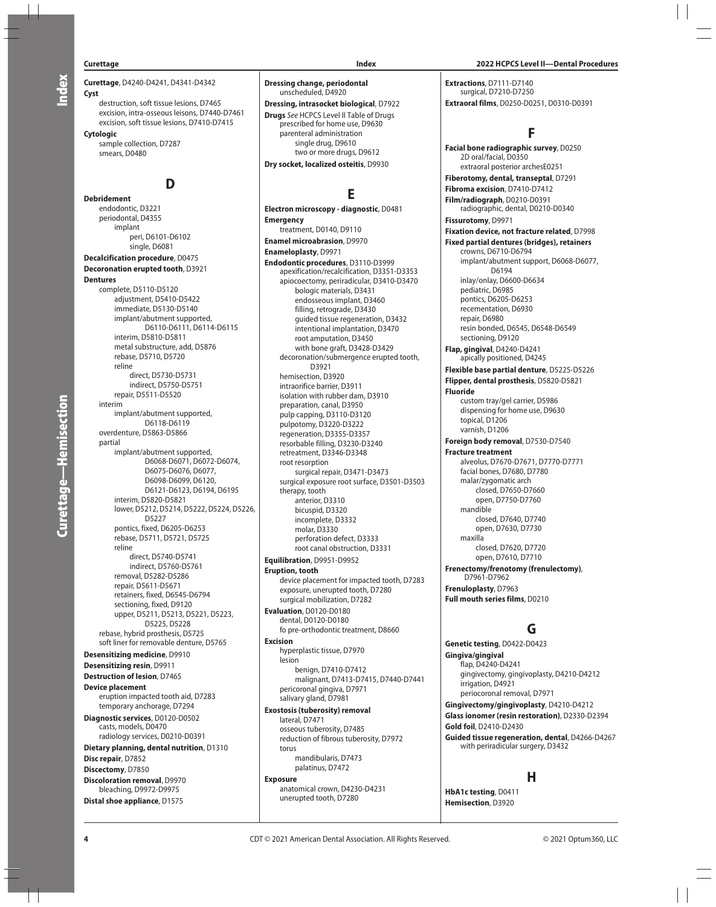**Curettage**, D4240-D4241, D4341-D4342

**Cyst**
- destruction, soft tissue lesions, D7465
- excision, intra-osseous leisons, D7440-D7461
- excision, soft tissue lesions, D7410-D7415

**Cytologic**
- sample collection, D7287
- smears, D0480

## D

**Debridement**
- endodontic, D3221
- periodontal, D4355
  - implant
    - peri, D6101-D6102
    - single, D6081

**Decalcification procedure**, D0475

**Decoronation erupted tooth**, D3921

**Dentures**
- complete, D5110-D5120
  - adjustment, D5410-D5422
  - immediate, D5130-D5140
  - implant/abutment supported, D6110-D6111, D6114-D6115
  - interim, D5810-D5811
  - metal substructure, add, D5876
  - rebase, D5710, D5720
  - reline
    - direct, D5730-D5731
    - indirect, D5750-D5751
  - repair, D5511-D5520
- interim
  - implant/abutment supported, D6118-D6119
- overdenture, D5863-D5866
- partial
  - implant/abutment supported, D6068-D6071, D6072-D6074, D6075-D6076, D6077, D6098-D6099, D6120, D6121-D6123, D6194, D6195
  - interim, D5820-D5821
  - lower, D5212, D5214, D5222, D5224, D5226, D5227
  - pontics, fixed, D6205-D6253
  - rebase, D5711, D5721, D5725
  - reline
    - direct, D5740-D5741
    - indirect, D5760-D5761
  - removal, D5282-D5286
  - repair, D5611-D5671
  - retainers, fixed, D6545-D6794
  - sectioning, fixed, D9120
  - upper, D5211, D5213, D5221, D5223, D5225, D5228
- rebase, hybrid prosthesis, D5725
- soft liner for removable denture, D5765

**Desensitizing medicine**, D9910

**Desensitizing resin**, D9911

**Destruction of lesion**, D7465

**Device placement**
- eruption impacted tooth aid, D7283
- temporary anchorage, D7294

**Diagnostic services**, D0120-D0502
- casts, models, D0470
- radiology services, D0210-D0391

**Dietary planning, dental nutrition**, D1310

**Disc repair**, D7852

**Discectomy**, D7850

**Discoloration removal**, D9970
- bleaching, D9972-D9975

**Distal shoe appliance**, D1575

**Dressing change, periodontal**
- unscheduled, D4920

**Dressing, intrasocket biological**, D7922

**Drugs** *See* HCPCS Level II Table of Drugs
- prescribed for home use, D9630
- parenteral administration
  - single drug, D9610
  - two or more drugs, D9612

**Dry socket, localized osteitis**, D9930

## E

**Electron microscopy - diagnostic**, D0481

**Emergency**
- treatment, D0140, D9110

**Enamel microabrasion**, D9970

**Enameloplasty**, D9971

**Endodontic procedures**, D3110-D3999
- apexification/recalcification, D3351-D3353
- apicoectomy, periradicular, D3410-D3470
  - bologic materials, D3431
  - endosseous implant, D3460
  - filling, retrograde, D3430
  - guided tissue regeneration, D3432
  - intentional implantation, D3470
  - root amputation, D3450
  - with bone graft, D3428-D3429
- decoronation/submergence erupted tooth, D3921
- hemisection, D3920
- intraorifice barrier, D3911
- isolation with rubber dam, D3910
- preparation, canal, D3950
- pulp capping, D3110-D3120
- pulpotomy, D3220-D3222
- regeneration, D3355-D3357
- resorbable filling, D3230-D3240
- retreatment, D3346-D3348
- root resorption
  - surgical repair, D3471-D3473
- surgical exposure root surface, D3501-D3503
- therapy, tooth
  - anterior, D3310
  - bicuspid, D3320
  - incomplete, D3332
  - molar, D3330
  - perforation defect, D3333
  - root canal obstruction, D3331

**Equilibration**, D9951-D9952

**Eruption, tooth**
- device placement for impacted tooth, D7283
- exposure, unerupted tooth, D7280
- surgical mobilization, D7282

**Evaluation**, D0120-D0180
- dental, D0120-D0180
- fo pre-orthodontic treatment, D8660

**Excision**
- hyperplastic tissue, D7970
- lesion
  - benign, D7410-D7412
  - malignant, D7413-D7415, D7440-D7441
- pericoronal gingiva, D7971
- salivary gland, D7981

**Exostosis (tuberosity) removal**
- lateral, D7471
- osseous tuberosity, D7485
- reduction of fibrous tuberosity, D7972
- torus
  - mandibularis, D7473
  - palatinus, D7472

**Exposure**
- anatomical crown, D4230-D4231
- unerupted tooth, D7280

**Extractions**, D7111-D7140
- surgical, D7210-D7250

**Extraoral films**, D0250-D0251, D0310-D0391

## F

**Facial bone radiographic survey**, D0250
- 2D oral/facial, D0350
- extraoral posterior archesE0251

**Fiberotomy, dental, transeptal**, D7291

**Fibroma excision**, D7410-D7412

**Film/radiograph**, D0210-D0391
- radiographic, dental, D0210-D0340

**Fissurotomy**, D9971

**Fixation device, not fracture related**, D7998

**Fixed partial dentures (bridges), retainers**
- crowns, D6710-D6794
- implant/abutment support, D6068-D6077, D6194
- inlay/onlay, D6600-D6634
- pediatric, D6985
- pontics, D6205-D6253
- recementation, D6930
- repair, D6980
- resin bonded, D6545, D6548-D6549
- sectioning, D9120

**Flap, gingival**, D4240-D4241
- apically positioned, D4245

**Flexible base partial denture**, D5225-D5226

**Flipper, dental prosthesis**, D5820-D5821

**Fluoride**
- custom tray/gel carrier, D5986
- dispensing for home use, D9630
- topical, D1206
- varnish, D1206

**Foreign body removal**, D7530-D7540

**Fracture treatment**
- alveolus, D7670-D7671, D7770-D7771
- facial bones, D7680, D7780
- malar/zygomatic arch
  - closed, D7650-D7660
  - open, D7750-D7760
- mandible
  - closed, D7640, D7740
  - open, D7630, D7730
- maxilla
  - closed, D7620, D7720
  - open, D7610, D7710

**Frenectomy/frenotomy (frenulectomy)**, D7961-D7962

**Frenuloplasty**, D7963

**Full mouth series films**, D0210

## G

**Genetic testing**, D0422-D0423

**Gingiva/gingival**
- flap, D4240-D4241
- gingivectomy, gingivoplasty, D4210-D4212
- irrigation, D4921
- periocoronal removal, D7971

**Gingivectomy/gingivoplasty**, D4210-D4212

**Glass ionomer (resin restoration)**, D2330-D2394

**Gold foil**, D2410-D2430

**Guided tissue regeneration, dental**, D4266-D4267
- with periradicular surgery, D3432

## H

**HbA1c testing**, D0411

**Hemisection**, D3920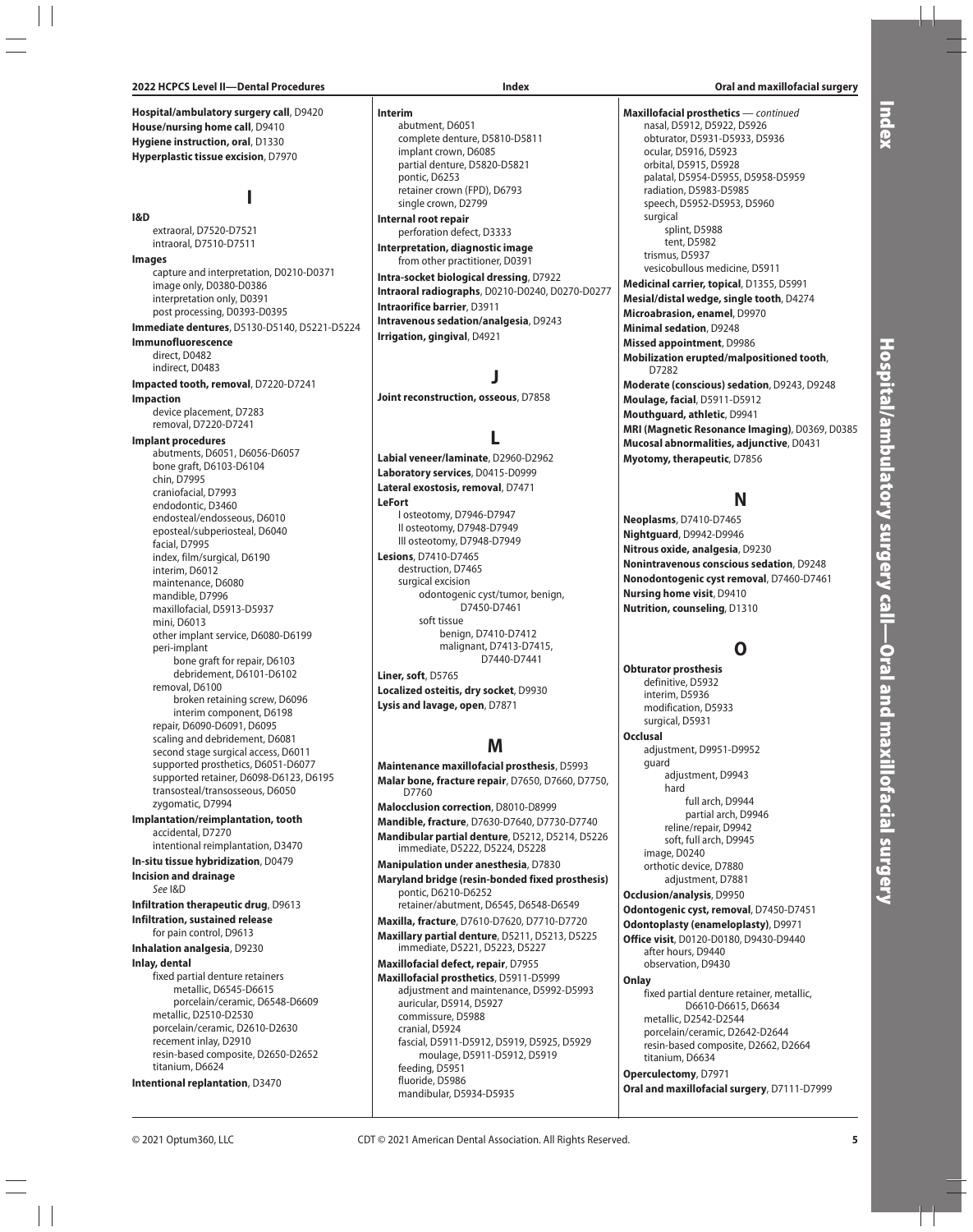**Hospital/ambulatory surgery call**, D9420
**House/nursing home call**, D9410
**Hygiene instruction, oral**, D1330
**Hyperplastic tissue excision**, D7970

## I

**I&D**
- extraoral, D7520-D7521
- intraoral, D7510-D7511

**Images**
- capture and interpretation, D0210-D0371
- image only, D0380-D0386
- interpretation only, D0391
- post processing, D0393-D0395

**Immediate dentures**, D5130-D5140, D5221-D5224
**Immunofluorescence**
- direct, D0482
- indirect, D0483

**Impacted tooth, removal**, D7220-D7241
**Impaction**
- device placement, D7283
- removal, D7220-D7241

**Implant procedures**
- abutments, D6051, D6056-D6057
- bone graft, D6103-D6104
- chin, D7995
- craniofacial, D7993
- endodontic, D3460
- endosteal/endosseous, D6010
- eposteal/subperiosteal, D6040
- facial, D7995
- index, film/surgical, D6190
- interim, D6012
- maintenance, D6080
- mandible, D7996
- maxillofacial, D5913-D5937
- mini, D6013
- other implant service, D6080-D6199
- peri-implant
  - bone graft for repair, D6103
  - debridement, D6101-D6102
- removal, D6100
  - broken retaining screw, D6096
  - interim component, D6198
- repair, D6090-D6091, D6095
- scaling and debridement, D6081
- second stage surgical access, D6011
- supported prosthetics, D6051-D6077
- supported retainer, D6098-D6123, D6195
- transosteal/transosseous, D6050
- zygomatic, D7994

**Implantation/reimplantation, tooth**
- accidental, D7270
- intentional reimplantation, D3470

**In-situ tissue hybridization**, D0479
**Incision and drainage**
- *See* I&D

**Infiltration therapeutic drug**, D9613
**Infiltration, sustained release**
- for pain control, D9613

**Inhalation analgesia**, D9230
**Inlay, dental**
- fixed partial denture retainers
  - metallic, D6545-D6615
  - porcelain/ceramic, D6548-D6609
- metallic, D2510-D2530
- porcelain/ceramic, D2610-D2630
- recement inlay, D2910
- resin-based composite, D2650-D2652
- titanium, D6624

**Intentional replantation**, D3470

**Interim**
- abutment, D6051
- complete denture, D5810-D5811
- implant crown, D6085
- partial denture, D5820-D5821
- pontic, D6253
- retainer crown (FPD), D6793
- single crown, D2799

**Internal root repair**
- perforation defect, D3333

**Interpretation, diagnostic image**
- from other practitioner, D0391

**Intra-socket biological dressing**, D7922
**Intraoral radiographs**, D0210-D0240, D0270-D0277
**Intraorifice barrier**, D3911
**Intravenous sedation/analgesia**, D9243
**Irrigation, gingival**, D4921

## J

**Joint reconstruction, osseous**, D7858

## L

**Labial veneer/laminate**, D2960-D2962
**Laboratory services**, D0415-D0999
**Lateral exostosis, removal**, D7471
**LeFort**
- I osteotomy, D7946-D7947
- II osteotomy, D7948-D7949
- III osteotomy, D7948-D7949

**Lesions**, D7410-D7465
- destruction, D7465
- surgical excision
  - odontogenic cyst/tumor, benign, D7450-D7461
  - soft tissue
    - benign, D7410-D7412
    - malignant, D7413-D7415, D7440-D7441

**Liner, soft**, D5765
**Localized osteitis, dry socket**, D9930
**Lysis and lavage, open**, D7871

## M

**Maintenance maxillofacial prosthesis**, D5993
**Malar bone, fracture repair**, D7650, D7660, D7750, D7760
**Malocclusion correction**, D8010-D8999
**Mandible, fracture**, D7630-D7640, D7730-D7740
**Mandibular partial denture**, D5212, D5214, D5226
- immediate, D5222, D5224, D5228

**Manipulation under anesthesia**, D7830
**Maryland bridge (resin-bonded fixed prosthesis)**
- pontic, D6210-D6252
- retainer/abutment, D6545, D6548-D6549

**Maxilla, fracture**, D7610-D7620, D7710-D7720
**Maxillary partial denture**, D5211, D5213, D5225
- immediate, D5221, D5223, D5227

**Maxillofacial defect, repair**, D7955
**Maxillofacial prosthetics**, D5911-D5999
- adjustment and maintenance, D5992-D5993
- auricular, D5914, D5927
- commissure, D5988
- cranial, D5924
- fascial, D5911-D5912, D5919, D5925, D5929
  - moulage, D5911-D5912, D5919
- feeding, D5951
- fluoride, D5986
- mandibular, D5934-D5935

**Maxillofacial prosthetics** — *continued*
- nasal, D5912, D5922, D5926
- obturator, D5931-D5933, D5936
- ocular, D5916, D5923
- orbital, D5915, D5928
- palatal, D5954-D5955, D5958-D5959
- radiation, D5983-D5985
- speech, D5952-D5953, D5960
- surgical
  - splint, D5988
  - tent, D5982
- trismus, D5937
- vesicobullous medicine, D5911

**Medicinal carrier, topical**, D1355, D5991
**Mesial/distal wedge, single tooth**, D4274
**Microabrasion, enamel**, D9970
**Minimal sedation**, D9248
**Missed appointment**, D9986
**Mobilization erupted/malpositioned tooth**, D7282
**Moderate (conscious) sedation**, D9243, D9248
**Moulage, facial**, D5911-D5912
**Mouthguard, athletic**, D9941
**MRI (Magnetic Resonance Imaging)**, D0369, D0385
**Mucosal abnormalities, adjunctive**, D0431
**Myotomy, therapeutic**, D7856

## N

**Neoplasms**, D7410-D7465
**Nightguard**, D9942-D9946
**Nitrous oxide, analgesia**, D9230
**Nonintravenous conscious sedation**, D9248
**Nonodontogenic cyst removal**, D7460-D7461
**Nursing home visit**, D9410
**Nutrition, counseling**, D1310

## O

**Obturator prosthesis**
- definitive, D5932
- interim, D5936
- modification, D5933
- surgical, D5931

**Occlusal**
- adjustment, D9951-D9952
- guard
  - adjustment, D9943
  - hard
    - full arch, D9944
    - partial arch, D9946
  - reline/repair, D9942
  - soft, full arch, D9945
- image, D0240
- orthotic device, D7880
  - adjustment, D7881

**Occlusion/analysis**, D9950
**Odontogenic cyst, removal**, D7450-D7451
**Odontoplasty (enameloplasty)**, D9971
**Office visit**, D0120-D0180, D9430-D9440
- after hours, D9440
- observation, D9430

**Onlay**
- fixed partial denture retainer, metallic, D6610-D6615, D6634
- metallic, D2542-D2544
- porcelain/ceramic, D2642-D2644
- resin-based composite, D2662, D2664
- titanium, D6634

**Operculectomy**, D7971
**Oral and maxillofacial surgery**, D7111-D7999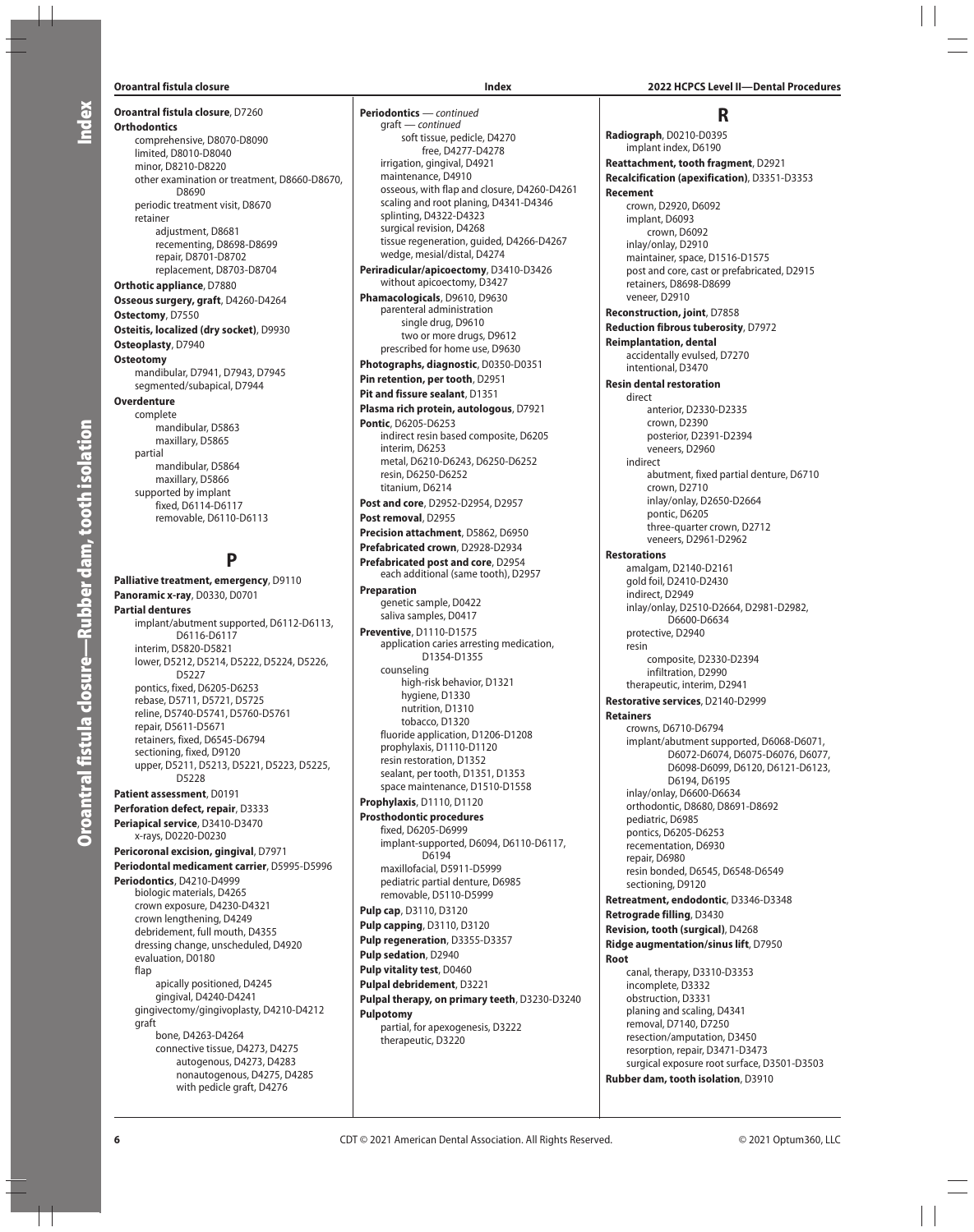**Oroantral fistula closure**, D7260

**Orthodontics**
- comprehensive, D8070-D8090
- limited, D8010-D8040
- minor, D8210-D8220
- other examination or treatment, D8660-D8670, D8690
- periodic treatment visit, D8670
- retainer
  - adjustment, D8681
  - recementing, D8698-D8699
  - repair, D8701-D8702
  - replacement, D8703-D8704

**Orthotic appliance**, D7880

**Osseous surgery, graft**, D4260-D4264

**Ostectomy**, D7550

**Osteitis, localized (dry socket)**, D9930

**Osteoplasty**, D7940

**Osteotomy**
- mandibular, D7941, D7943, D7945
- segmented/subapical, D7944

**Overdenture**
- complete
  - mandibular, D5863
  - maxillary, D5865
- partial
  - mandibular, D5864
  - maxillary, D5866
- supported by implant
  - fixed, D6114-D6117
  - removable, D6110-D6113

## P

**Palliative treatment, emergency**, D9110

**Panoramic x-ray**, D0330, D0701

**Partial dentures**
- implant/abutment supported, D6112-D6113, D6116-D6117
- interim, D5820-D5821
- lower, D5212, D5214, D5222, D5224, D5226, D5227
- pontics, fixed, D6205-D6253
- rebase, D5711, D5721, D5725
- reline, D5740-D5741, D5760-D5761
- repair, D5611-D5671
- retainers, fixed, D6545-D6794
- sectioning, fixed, D9120
- upper, D5211, D5213, D5221, D5223, D5225, D5228

**Patient assessment**, D0191

**Perforation defect, repair**, D3333

**Periapical service**, D3410-D3470
- x-rays, D0220-D0230

**Pericoronal excision, gingival**, D7971

**Periodontal medicament carrier**, D5995-D5996

**Periodontics**, D4210-D4999
- biologic materials, D4265
- crown exposure, D4230-D4321
- crown lengthening, D4249
- debridement, full mouth, D4355
- dressing change, unscheduled, D4920
- evaluation, D0180
- flap
  - apically positioned, D4245
  - gingival, D4240-D4241
- gingivectomy/gingivoplasty, D4210-D4212
- graft
  - bone, D4263-D4264
  - connective tissue, D4273, D4275
    - autogenous, D4273, D4283
    - nonautogenous, D4275, D4285
    - with pedicle graft, D4276

**Periodontics** — *continued*
- graft — *continued*
  - soft tissue, pedicle, D4270
    - free, D4277-D4278
- irrigation, gingival, D4921
- maintenance, D4910
- osseous, with flap and closure, D4260-D4261
- scaling and root planing, D4341-D4346
- splinting, D4322-D4323
- surgical revision, D4268
- tissue regeneration, guided, D4266-D4267
- wedge, mesial/distal, D4274

**Periradicular/apicoectomy**, D3410-D3426
- without apicoectomy, D3427

**Phamacologicals**, D9610, D9630
- parenteral administration
  - single drug, D9610
  - two or more drugs, D9612
- prescribed for home use, D9630

**Photographs, diagnostic**, D0350-D0351

**Pin retention, per tooth**, D2951

**Pit and fissure sealant**, D1351

**Plasma rich protein, autologous**, D7921

**Pontic**, D6205-D6253
- indirect resin based composite, D6205
- interim, D6253
- metal, D6210-D6243, D6250-D6252
- resin, D6250-D6252
- titanium, D6214

**Post and core**, D2952-D2954, D2957

**Post removal**, D2955

**Precision attachment**, D5862, D6950

**Prefabricated crown**, D2928-D2934

**Prefabricated post and core**, D2954
- each additional (same tooth), D2957

**Preparation**
- genetic sample, D0422
- saliva samples, D0417

**Preventive**, D1110-D1575
- application caries arresting medication, D1354-D1355
- counseling
  - high-risk behavior, D1321
  - hygiene, D1330
  - nutrition, D1310
  - tobacco, D1320
- fluoride application, D1206-D1208
- prophylaxis, D1110-D1120
- resin restoration, D1352
- sealant, per tooth, D1351, D1353
- space maintenance, D1510-D1558

**Prophylaxis**, D1110, D1120

**Prosthodontic procedures**
- fixed, D6205-D6999
- implant-supported, D6094, D6110-D6117, D6194
- maxillofacial, D5911-D5999
- pediatric partial denture, D6985
- removable, D5110-D5999

**Pulp cap**, D3110, D3120

**Pulp capping**, D3110, D3120

**Pulp regeneration**, D3355-D3357

**Pulp sedation**, D2940

**Pulp vitality test**, D0460

**Pulpal debridement**, D3221

**Pulpal therapy, on primary teeth**, D3230-D3240

**Pulpotomy**
- partial, for apexogenesis, D3222
- therapeutic, D3220

## R

**Radiograph**, D0210-D0395
- implant index, D6190

**Reattachment, tooth fragment**, D2921

**Recalcification (apexification)**, D3351-D3353

**Recement**
- crown, D2920, D6092
- implant, D6093
  - crown, D6092
- inlay/onlay, D2910
- maintainer, space, D1516-D1575
- post and core, cast or prefabricated, D2915
- retainers, D8698-D8699
- veneer, D2910

**Reconstruction, joint**, D7858

**Reduction fibrous tuberosity**, D7972

**Reimplantation, dental**
- accidentally evulsed, D7270
- intentional, D3470

**Resin dental restoration**
- direct
  - anterior, D2330-D2335
  - crown, D2390
  - posterior, D2391-D2394
  - veneers, D2960
- indirect
  - abutment, fixed partial denture, D6710
  - crown, D2710
  - inlay/onlay, D2650-D2664
  - pontic, D6205
  - three-quarter crown, D2712
  - veneers, D2961-D2962

**Restorations**
- amalgam, D2140-D2161
- gold foil, D2410-D2430
- indirect, D2949
- inlay/onlay, D2510-D2664, D2981-D2982, D6600-D6634
- protective, D2940
- resin
  - composite, D2330-D2394
  - infiltration, D2990
- therapeutic, interim, D2941

**Restorative services**, D2140-D2999

**Retainers**
- crowns, D6710-D6794
- implant/abutment supported, D6068-D6071, D6072-D6074, D6075-D6076, D6077, D6098-D6099, D6120, D6121-D6123, D6194, D6195
- inlay/onlay, D6600-D6634
- orthodontic, D8680, D8691-D8692
- pediatric, D6985
- pontics, D6205-D6253
- recementation, D6930
- repair, D6980
- resin bonded, D6545, D6548-D6549
- sectioning, D9120

**Retreatment, endodontic**, D3346-D3348

**Retrograde filling**, D3430

**Revision, tooth (surgical)**, D4268

**Ridge augmentation/sinus lift**, D7950

**Root**
- canal, therapy, D3310-D3353
- incomplete, D3332
- obstruction, D3331
- planing and scaling, D4341
- removal, D7140, D7250
- resection/amputation, D3450
- resorption, repair, D3471-D3473
- surgical exposure root surface, D3501-D3503

**Rubber dam, tooth isolation**, D3910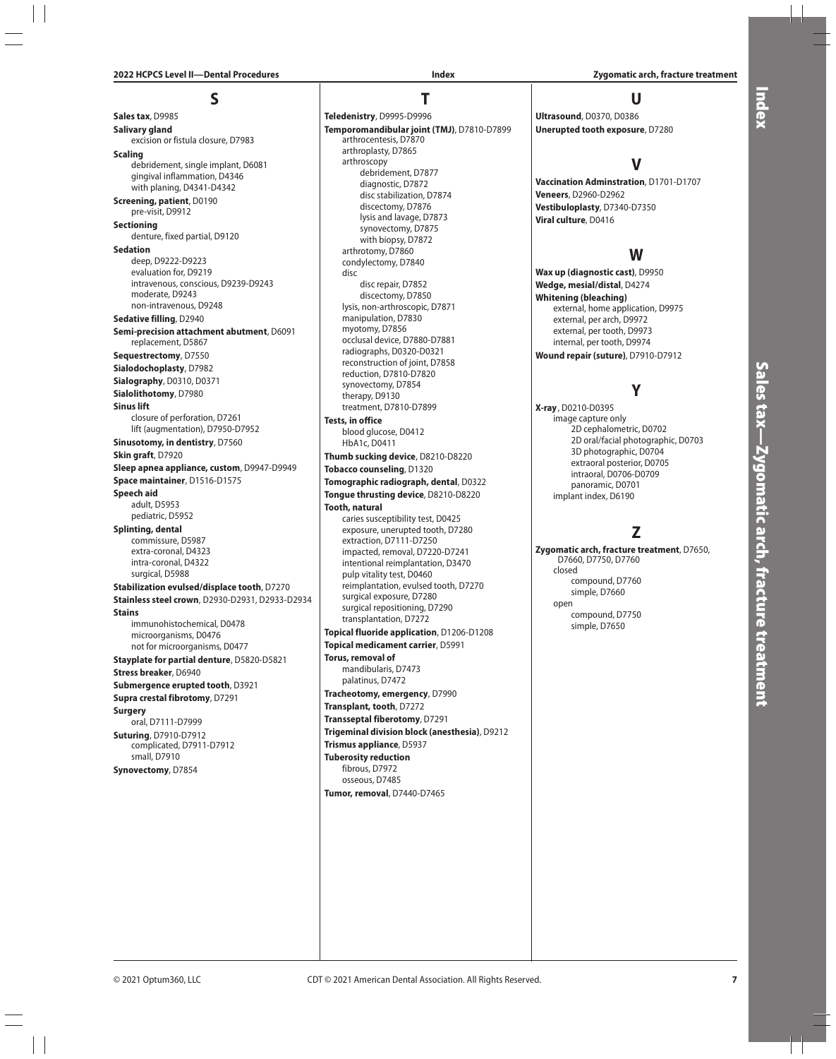## S

**Sales tax**, D9985
**Salivary gland**
- excision or fistula closure, D7983

**Scaling**
- debridement, single implant, D6081
- gingival inflammation, D4346
- with planing, D4341-D4342

**Screening, patient**, D0190
- pre-visit, D9912

**Sectioning**
- denture, fixed partial, D9120

**Sedation**
- deep, D9222-D9223
- evaluation for, D9219
- intravenous, conscious, D9239-D9243
- moderate, D9243
- non-intravenous, D9248

**Sedative filling**, D2940
**Semi-precision attachment abutment**, D6091
- replacement, D5867

**Sequestrectomy**, D7550
**Sialodochoplasty**, D7982
**Sialography**, D0310, D0371
**Sialolithotomy**, D7980
**Sinus lift**
- closure of perforation, D7261
- lift (augmentation), D7950-D7952

**Sinusotomy, in dentistry**, D7560
**Skin graft**, D7920
**Sleep apnea appliance, custom**, D9947-D9949
**Space maintainer**, D1516-D1575
**Speech aid**
- adult, D5953
- pediatric, D5952

**Splinting, dental**
- commissure, D5987
- extra-coronal, D4323
- intra-coronal, D4322
- surgical, D5988

**Stabilization evulsed/displace tooth**, D7270
**Stainless steel crown**, D2930-D2931, D2933-D2934
**Stains**
- immunohistochemical, D0478
- microorganisms, D0476
- not for microorganisms, D0477

**Stayplate for partial denture**, D5820-D5821
**Stress breaker**, D6940
**Submergence erupted tooth**, D3921
**Supra crestal fibrotomy**, D7291
**Surgery**
- oral, D7111-D7999

**Suturing**, D7910-D7912
- complicated, D7911-D7912
- small, D7910

**Synovectomy**, D7854

## T

**Teledenistry**, D9995-D9996
**Temporomandibular joint (TMJ)**, D7810-D7899
- arthrocentesis, D7870
- arthroplasty, D7865
- arthroscopy
  - debridement, D7877
  - diagnostic, D7872
  - disc stabilization, D7874
  - discectomy, D7876
  - lysis and lavage, D7873
  - synovectomy, D7875
  - with biopsy, D7872
- arthrotomy, D7860
- condylectomy, D7840
- disc
  - disc repair, D7852
  - discectomy, D7850
- lysis, non-arthroscopic, D7871
- manipulation, D7830
- myotomy, D7856
- occlusal device, D7880-D7881
- radiographs, D0320-D0321
- reconstruction of joint, D7858
- reduction, D7810-D7820
- synovectomy, D7854
- therapy, D9130
- treatment, D7810-D7899

**Tests, in office**
- blood glucose, D0412
- HbA1c, D0411

**Thumb sucking device**, D8210-D8220
**Tobacco counseling**, D1320
**Tomographic radiograph, dental**, D0322
**Tongue thrusting device**, D8210-D8220
**Tooth, natural**
- caries susceptibility test, D0425
- exposure, unerupted tooth, D7280
- extraction, D7111-D7250
- impacted, removal, D7220-D7241
- intentional reimplantation, D3470
- pulp vitality test, D0460
- reimplantation, evulsed tooth, D7270
- surgical exposure, D7280
- surgical repositioning, D7290
- transplantation, D7272

**Topical fluoride application**, D1206-D1208
**Topical medicament carrier**, D5991
**Torus, removal of**
- mandibularis, D7473
- palatinus, D7472

**Tracheotomy, emergency**, D7990
**Transplant, tooth**, D7272
**Transseptal fiberotomy**, D7291
**Trigeminal division block (anesthesia)**, D9212
**Trismus appliance**, D5937
**Tuberosity reduction**
- fibrous, D7972
- osseous, D7485

**Tumor, removal**, D7440-D7465

## U

**Ultrasound**, D0370, D0386
**Unerupted tooth exposure**, D7280

## V

**Vaccination Adminstration**, D1701-D1707
**Veneers**, D2960-D2962
**Vestibuloplasty**, D7340-D7350
**Viral culture**, D0416

## W

**Wax up (diagnostic cast)**, D9950
**Wedge, mesial/distal**, D4274
**Whitening (bleaching)**
- external, home application, D9975
- external, per arch, D9972
- external, per tooth, D9973
- internal, per tooth, D9974

**Wound repair (suture)**, D7910-D7912

## Y

**X-ray**, D0210-D0395
- image capture only
  - 2D cephalometric, D0702
  - 2D oral/facial photographic, D0703
  - 3D photographic, D0704
  - extraoral posterior, D0705
  - intraoral, D0706-D0709
  - panoramic, D0701
- implant index, D6190

## Z

**Zygomatic arch, fracture treatment**, D7650, D7660, D7750, D7760
- closed
  - compound, D7760
  - simple, D7660
- open
  - compound, D7750
  - simple, D7650